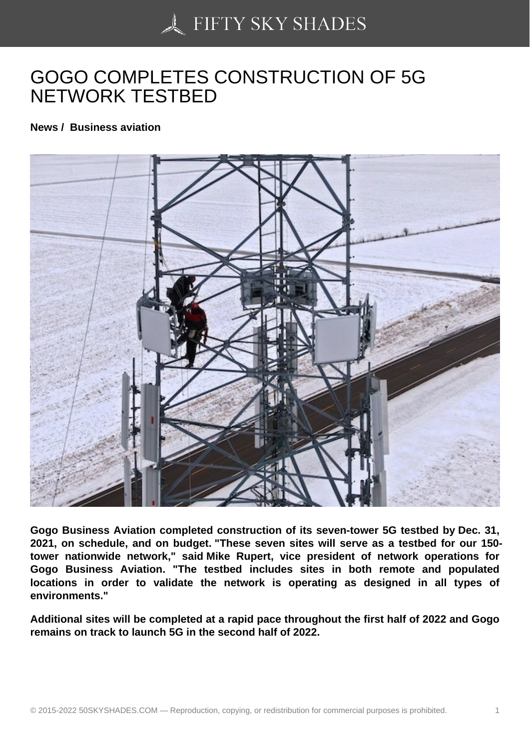# GOGO COMPLETES CONSTRUCTION OF 5G NETWORK TESTBED

**News / Business aviation**

**Gogo Business Aviation completed construction of its seven-tower 5G testbed by Dec. 31, 2021, on schedule, and on budget. "These seven sites will serve as a testbed for our 150-tower nationwide network," said Mike Rupert, vice president of network operations for Gogo Business Aviation. "The testbed includes sites in both remote and populated locations in order to validate the network is operating as designed in all types of environments."**

**Additional sites will be completed at a rapid pace throughout the first half of 2022 and Gogo remains on track to launch 5G in the second half of 2022.**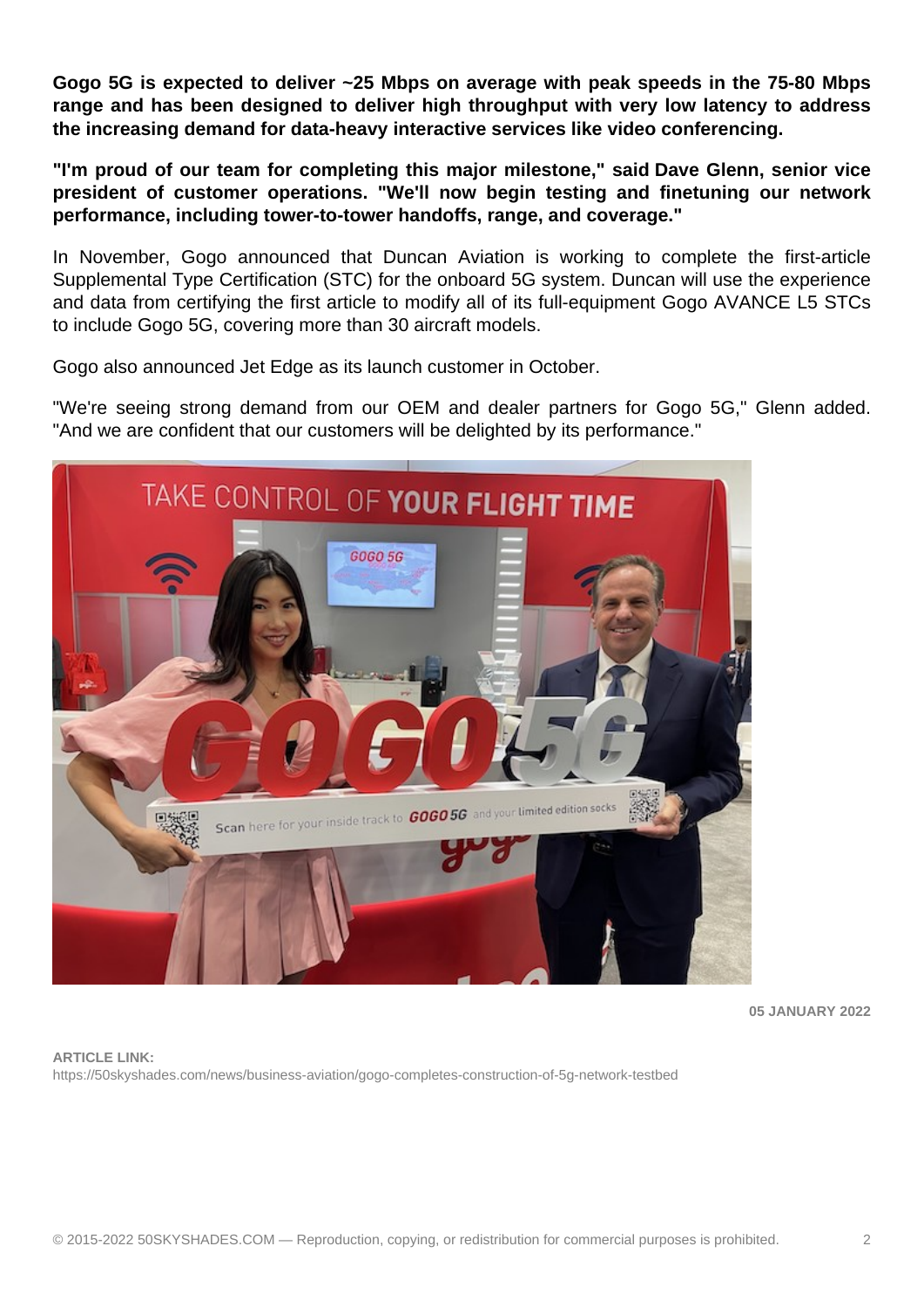**Gogo 5G is expected to deliver ~25 Mbps on average with peak speeds in the 75-80 Mbps range and has been designed to deliver high throughput with very low latency to address the increasing demand for data-heavy interactive services like video conferencing.**

**"I'm proud of our team for completing this major milestone," said Dave Glenn, senior vice president of customer operations. "We'll now begin testing and finetuning our network performance, including tower-to-tower handoffs, range, and coverage."**

In November, Gogo announced that Duncan Aviation is working to complete the first-article Supplemental Type Certification (STC) for the onboard 5G system. Duncan will use the experience and data from certifying the first article to modify all of its full-equipment Gogo AVANCE L5 STCs to include Gogo 5G, covering more than 30 aircraft models.

Gogo also announced Jet Edge as its launch customer in October.

"We're seeing strong demand from our OEM and dealer partners for Gogo 5G," Glenn added. "And we are confident that our customers will be delighted by its performance."

**05 JANUARY 2022**

**ARTICLE LINK:**
https://50skyshades.com/news/business-aviation/gogo-completes-construction-of-5g-network-testbed